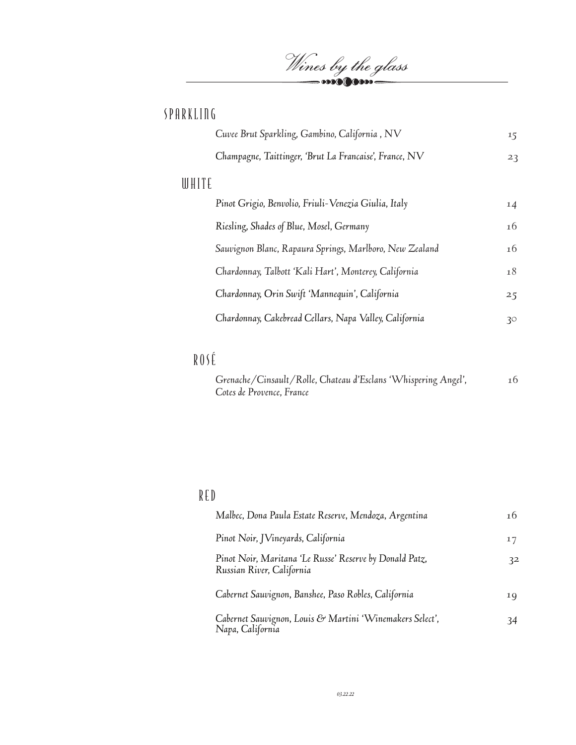# Wines by the glass

## SPARKLING

*Cuvee Brut Sparkling, Gambino, California , NV* 15

*Champagne, Taittinger, 'Brut La Francaise', France, NV* 23

## WHITE

*Pinot Grigio, Benvolio, Friuli-Venezia Giulia, Italy* 14

*Riesling, Shades of Blue, Mosel, Germany* 16

*Sauvignon Blanc, Rapaura Springs, Marlboro, New Zealand* 16

*Chardonnay, Talbott 'Kali Hart', Monterey, California* 18

*Chardonnay, Orin Swift 'Mannequin', California* 25

*Chardonnay, Cakebread Cellars, Napa Valley, California* 30

## ROSÉ

*Grenache/Cinsault/Rolle, Chateau d'Esclans 'Whispering Angel', Cotes de Provence, France* 16

## RED

*Malbec, Dona Paula Estate Reserve, Mendoza, Argentina* 16

*Pinot Noir, JVineyards, California* 17

*Pinot Noir, Maritana 'Le Russe' Reserve by Donald Patz, Russian River, California* 32

*Cabernet Sauvignon, Banshee, Paso Robles, California* 19

*Cabernet Sauvignon, Louis & Martini 'Winemakers Select', Napa, California* 34

*03.22.22*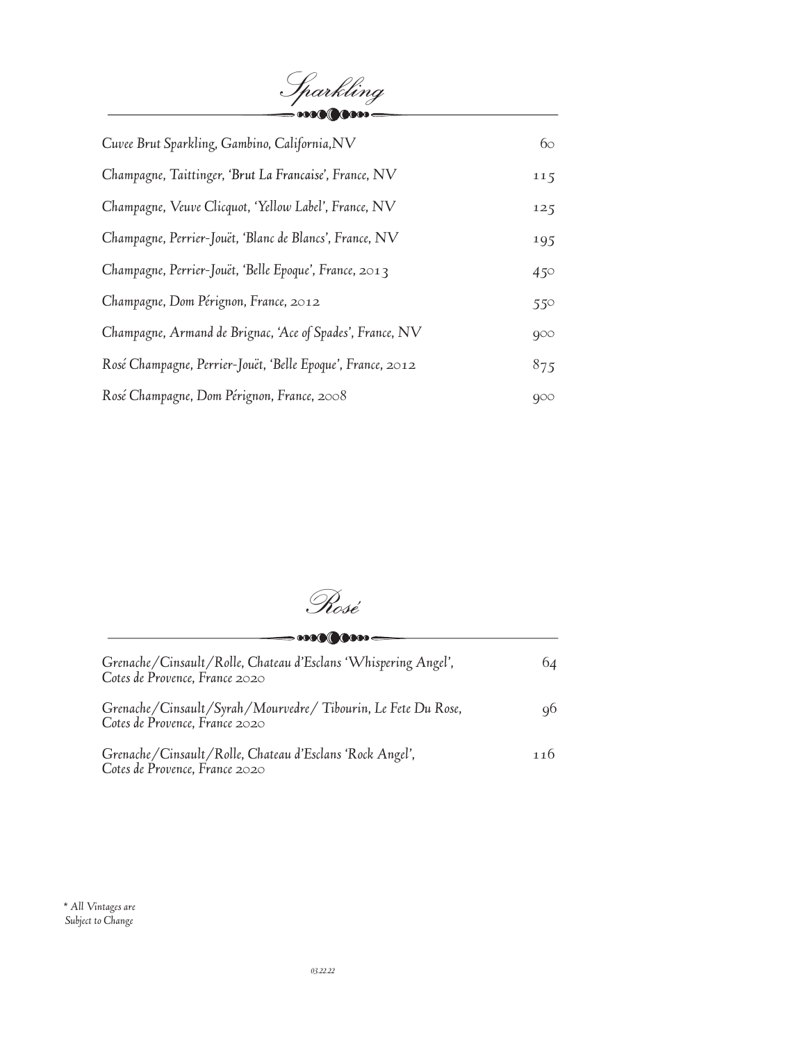## Sparkling

| | |
|---|---|
| *Cuvee Brut Sparkling, Gambino, California,NV* | 60 |
| *Champagne, Taittinger, 'Brut La Francaise', France, NV* | 115 |
| *Champagne, Veuve Clicquot, 'Yellow Label', France, NV* | 125 |
| *Champagne, Perrier-Jouët, 'Blanc de Blancs', France, NV* | 195 |
| *Champagne, Perrier-Jouët, 'Belle Epoque', France, 2013* | 450 |
| *Champagne, Dom Pérignon, France, 2012* | 550 |
| *Champagne, Armand de Brignac, 'Ace of Spades', France, NV* | 900 |
| *Rosé Champagne, Perrier-Jouët, 'Belle Epoque', France, 2012* | 875 |
| *Rosé Champagne, Dom Pérignon, France, 2008* | 900 |

## Rosé

| | |
|---|---|
| *Grenache/Cinsault/Rolle, Chateau d'Esclans 'Whispering Angel', Cotes de Provence, France 2020* | 64 |
| *Grenache/Cinsault/Syrah/Mourvedre/ Tibourin, Le Fete Du Rose, Cotes de Provence, France 2020* | 96 |
| *Grenache/Cinsault/Rolle, Chateau d'Esclans 'Rock Angel', Cotes de Provence, France 2020* | 116 |

*\* All Vintages are Subject to Change*

*03.22.22*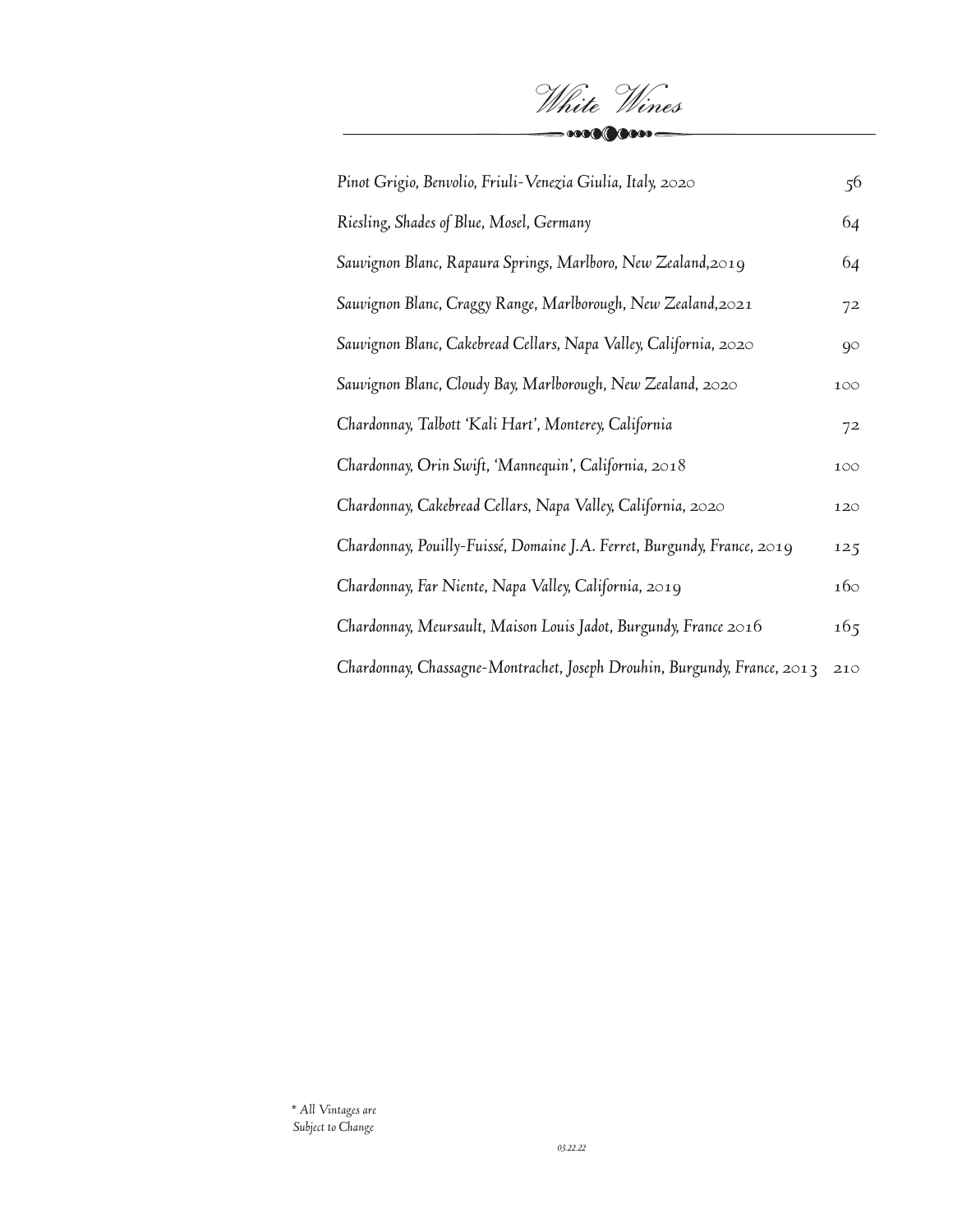# White Wines

| Wine | Price |
| --- | --- |
| Pinot Grigio, Benvolio, Friuli-Venezia Giulia, Italy, 2020 | 56 |
| Riesling, Shades of Blue, Mosel, Germany | 64 |
| Sauvignon Blanc, Rapaura Springs, Marlboro, New Zealand,2019 | 64 |
| Sauvignon Blanc, Craggy Range, Marlborough, New Zealand,2021 | 72 |
| Sauvignon Blanc, Cakebread Cellars, Napa Valley, California, 2020 | 90 |
| Sauvignon Blanc, Cloudy Bay, Marlborough, New Zealand, 2020 | 100 |
| Chardonnay, Talbott 'Kali Hart', Monterey, California | 72 |
| Chardonnay, Orin Swift, 'Mannequin', California, 2018 | 100 |
| Chardonnay, Cakebread Cellars, Napa Valley, California, 2020 | 120 |
| Chardonnay, Pouilly-Fuissé, Domaine J.A. Ferret, Burgundy, France, 2019 | 125 |
| Chardonnay, Far Niente, Napa Valley, California, 2019 | 160 |
| Chardonnay, Meursault, Maison Louis Jadot, Burgundy, France 2016 | 165 |
| Chardonnay, Chassagne-Montrachet, Joseph Drouhin, Burgundy, France, 2013 | 210 |

*\* All Vintages are Subject to Change*

*03.22.22*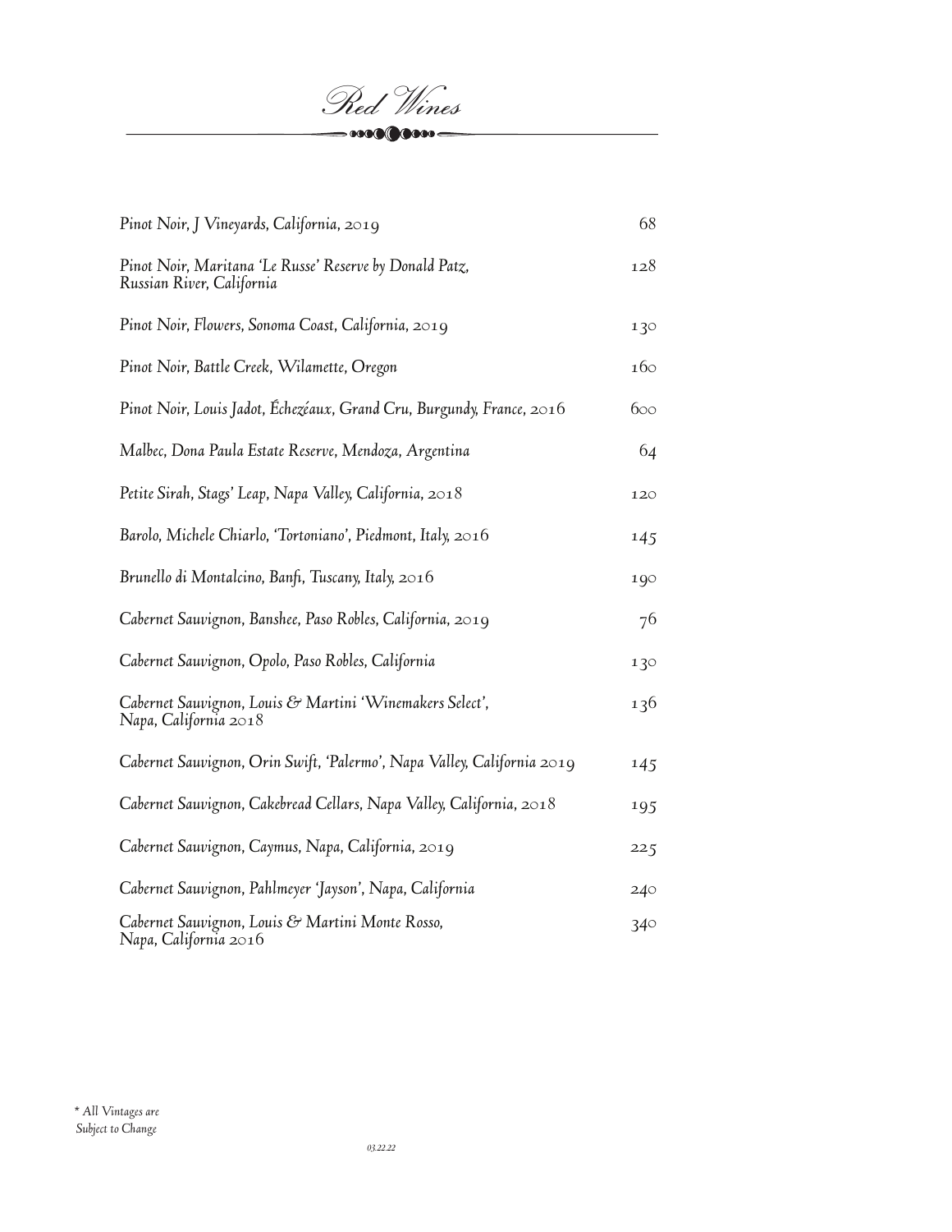# *Red Wines*

| Wine | Price |
|---|---|
| *Pinot Noir, J Vineyards, California, 2019* | 68 |
| *Pinot Noir, Maritana 'Le Russe' Reserve by Donald Patz, Russian River, California* | 128 |
| *Pinot Noir, Flowers, Sonoma Coast, California, 2019* | 130 |
| *Pinot Noir, Battle Creek, Wilamette, Oregon* | 160 |
| *Pinot Noir, Louis Jadot, Échezéaux, Grand Cru, Burgundy, France, 2016* | 600 |
| *Malbec, Dona Paula Estate Reserve, Mendoza, Argentina* | 64 |
| *Petite Sirah, Stags' Leap, Napa Valley, California, 2018* | 120 |
| *Barolo, Michele Chiarlo, 'Tortoniano', Piedmont, Italy, 2016* | 145 |
| *Brunello di Montalcino, Banfi, Tuscany, Italy, 2016* | 190 |
| *Cabernet Sauvignon, Banshee, Paso Robles, California, 2019* | 76 |
| *Cabernet Sauvignon, Opolo, Paso Robles, California* | 130 |
| *Cabernet Sauvignon, Louis & Martini 'Winemakers Select', Napa, California 2018* | 136 |
| *Cabernet Sauvignon, Orin Swift, 'Palermo', Napa Valley, California 2019* | 145 |
| *Cabernet Sauvignon, Cakebread Cellars, Napa Valley, California, 2018* | 195 |
| *Cabernet Sauvignon, Caymus, Napa, California, 2019* | 225 |
| *Cabernet Sauvignon, Pahlmeyer 'Jayson', Napa, California* | 240 |
| *Cabernet Sauvignon, Louis & Martini Monte Rosso, Napa, California 2016* | 340 |

*\* All Vintages are Subject to Change*

*03.22.22*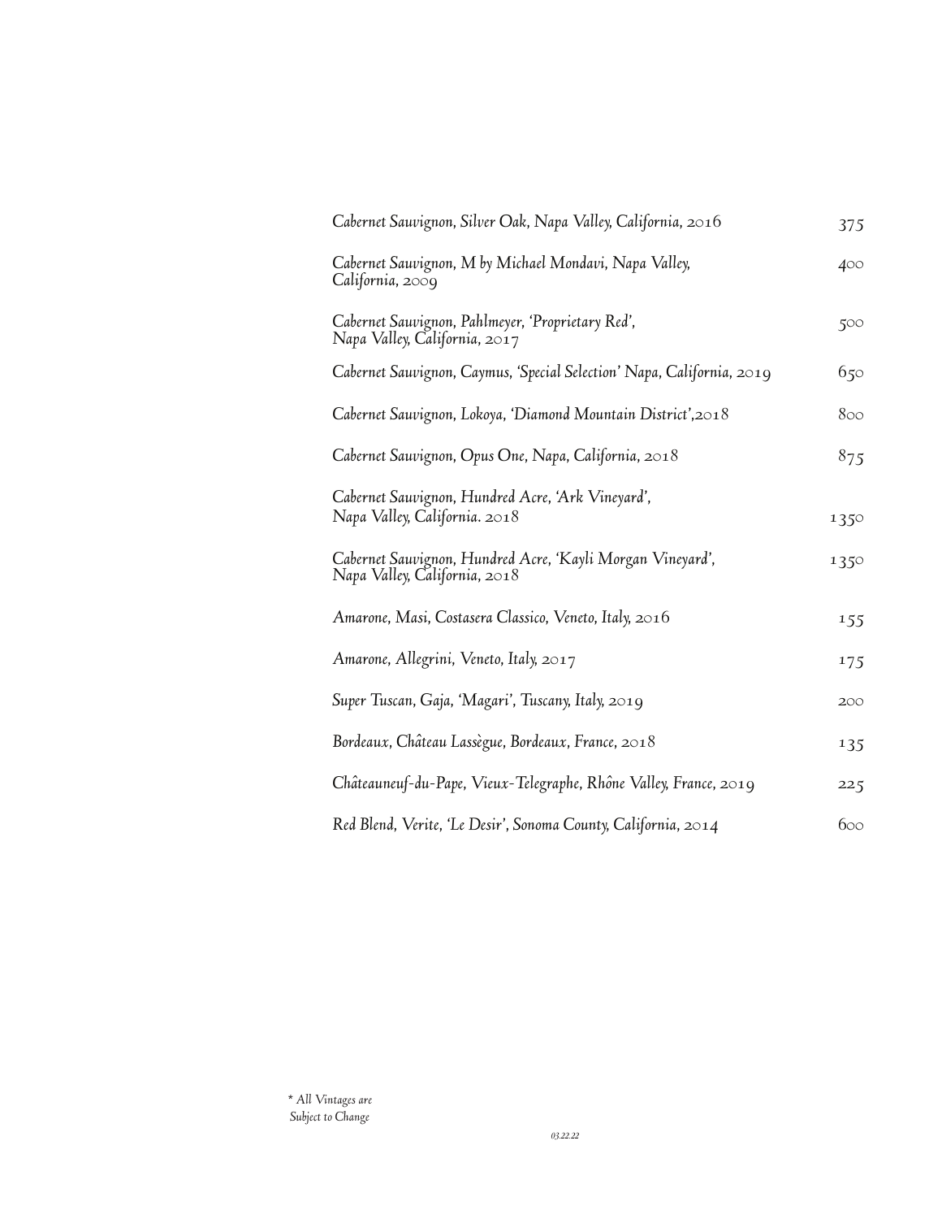| | |
|---|---|
| *Cabernet Sauvignon, Silver Oak, Napa Valley, California, 2016* | 375 |
| *Cabernet Sauvignon, M by Michael Mondavi, Napa Valley, California, 2009* | 400 |
| *Cabernet Sauvignon, Pahlmeyer, 'Proprietary Red', Napa Valley, California, 2017* | 500 |
| *Cabernet Sauvignon, Caymus, 'Special Selection' Napa, California, 2019* | 650 |
| *Cabernet Sauvignon, Lokoya, 'Diamond Mountain District',2018* | 800 |
| *Cabernet Sauvignon, Opus One, Napa, California, 2018* | 875 |
| *Cabernet Sauvignon, Hundred Acre, 'Ark Vineyard', Napa Valley, California. 2018* | 1350 |
| *Cabernet Sauvignon, Hundred Acre, 'Kayli Morgan Vineyard', Napa Valley, California, 2018* | 1350 |
| *Amarone, Masi, Costasera Classico, Veneto, Italy, 2016* | 155 |
| *Amarone, Allegrini, Veneto, Italy, 2017* | 175 |
| *Super Tuscan, Gaja, 'Magari', Tuscany, Italy, 2019* | 200 |
| *Bordeaux, Château Lassègue, Bordeaux, France, 2018* | 135 |
| *Châteauneuf-du-Pape, Vieux-Telegraphe, Rhône Valley, France, 2019* | 225 |
| *Red Blend, Verite, 'Le Desir', Sonoma County, California, 2014* | 600 |

*\* All Vintages are Subject to Change*

*03.22.22*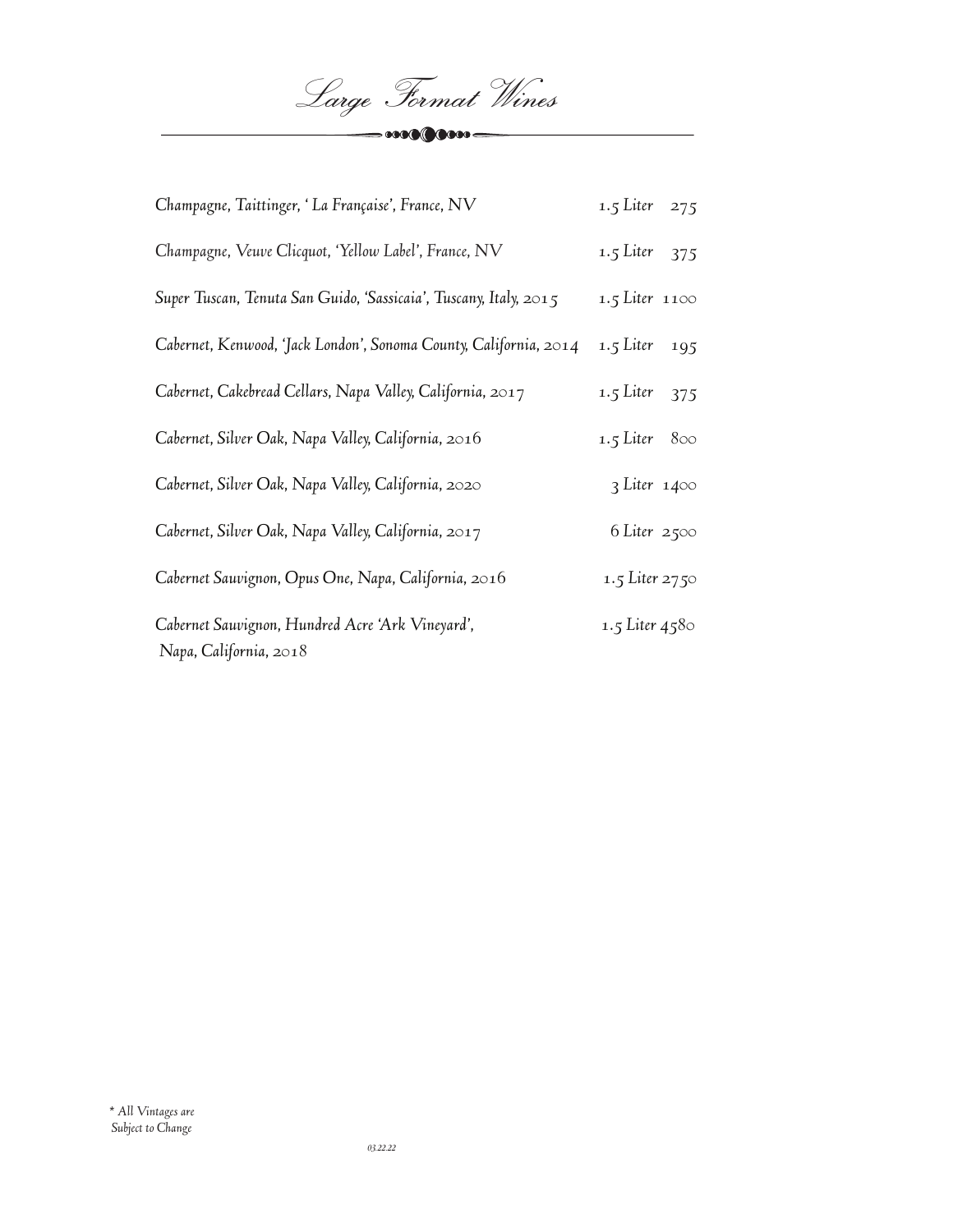# *Large Format Wines*

| Wine | Size | Price |
|---|---|---|
| *Champagne, Taittinger, ' La Française', France, NV* | *1.5 Liter* | 275 |
| *Champagne, Veuve Clicquot, 'Yellow Label', France, NV* | *1.5 Liter* | 375 |
| *Super Tuscan, Tenuta San Guido, 'Sassicaia', Tuscany, Italy, 2015* | *1.5 Liter* | 1100 |
| *Cabernet, Kenwood, 'Jack London', Sonoma County, California, 2014* | *1.5 Liter* | 195 |
| *Cabernet, Cakebread Cellars, Napa Valley, California, 2017* | *1.5 Liter* | 375 |
| *Cabernet, Silver Oak, Napa Valley, California, 2016* | *1.5 Liter* | 800 |
| *Cabernet, Silver Oak, Napa Valley, California, 2020* | *3 Liter* | 1400 |
| *Cabernet, Silver Oak, Napa Valley, California, 2017* | *6 Liter* | 2500 |
| *Cabernet Sauvignon, Opus One, Napa, California, 2016* | *1.5 Liter* | 2750 |
| *Cabernet Sauvignon, Hundred Acre 'Ark Vineyard', Napa, California, 2018* | *1.5 Liter* | 4580 |

*\* All Vintages are Subject to Change*

*03.22.22*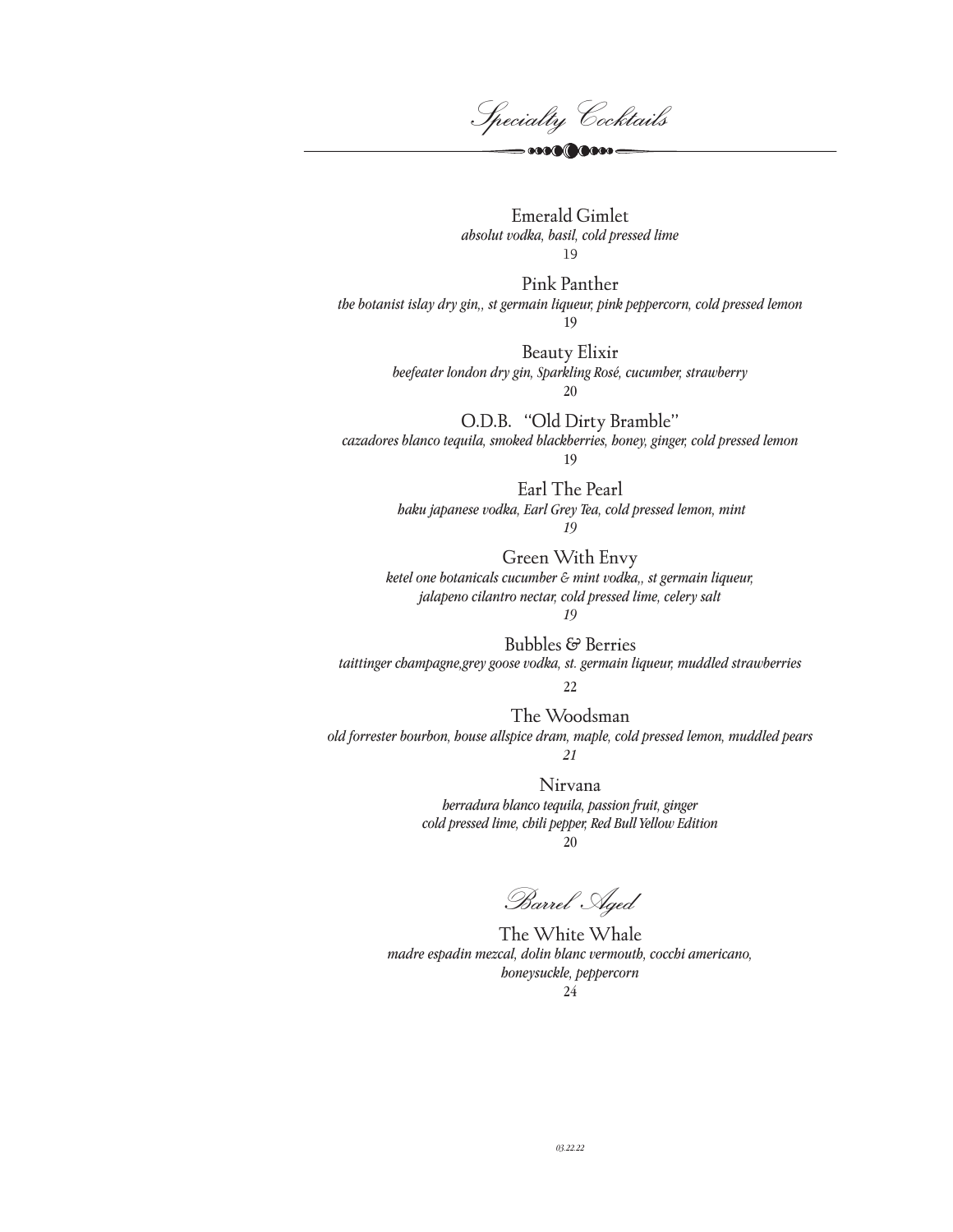# Specialty Cocktails

**Emerald Gimlet**
*absolut vodka, basil, cold pressed lime*
19

**Pink Panther**
*the botanist islay dry gin,, st germain liqueur, pink peppercorn, cold pressed lemon*
19

**Beauty Elixir**
*beefeater london dry gin, Sparkling Rosé, cucumber, strawberry*
20

**O.D.B. "Old Dirty Bramble"**
*cazadores blanco tequila, smoked blackberries, honey, ginger, cold pressed lemon*
19

**Earl The Pearl**
*haku japanese vodka, Earl Grey Tea, cold pressed lemon, mint*
*19*

**Green With Envy**
*ketel one botanicals cucumber & mint vodka,, st germain liqueur,*
*jalapeno cilantro nectar, cold pressed lime, celery salt*
*19*

**Bubbles & Berries**
*taittinger champagne,grey goose vodka, st. germain liqueur, muddled strawberries*
22

**The Woodsman**
*old forrester bourbon, house allspice dram, maple, cold pressed lemon, muddled pears*
*21*

**Nirvana**
*herradura blanco tequila, passion fruit, ginger*
*cold pressed lime, chili pepper, Red Bull Yellow Edition*
20

## Barrel Aged

**The White Whale**
*madre espadin mezcal, dolin blanc vermouth, cocchi americano,*
*honeysuckle, peppercorn*
24

*03.22.22*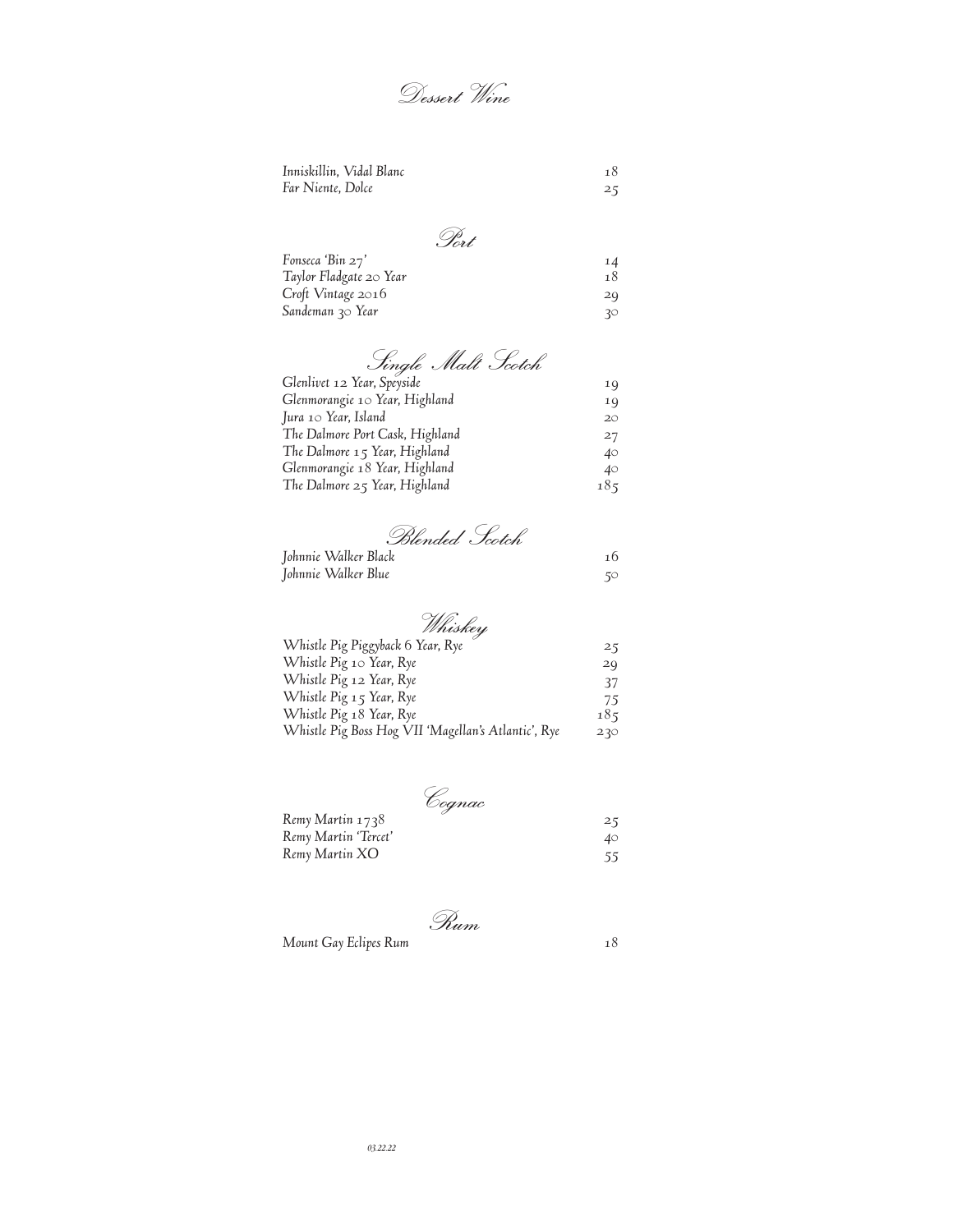# Dessert Wine

| | |
|---|---|
| Inniskillin, Vidal Blanc | 18 |
| Far Niente, Dolce | 25 |

## Port

| | |
|---|---|
| Fonseca 'Bin 27' | 14 |
| Taylor Fladgate 20 Year | 18 |
| Croft Vintage 2016 | 29 |
| Sandeman 30 Year | 30 |

## Single Malt Scotch

| | |
|---|---|
| Glenlivet 12 Year, Speyside | 19 |
| Glenmorangie 10 Year, Highland | 19 |
| Jura 10 Year, Island | 20 |
| The Dalmore Port Cask, Highland | 27 |
| The Dalmore 15 Year, Highland | 40 |
| Glenmorangie 18 Year, Highland | 40 |
| The Dalmore 25 Year, Highland | 185 |

## Blended Scotch

| | |
|---|---|
| Johnnie Walker Black | 16 |
| Johnnie Walker Blue | 50 |

## Whiskey

| | |
|---|---|
| Whistle Pig Piggyback 6 Year, Rye | 25 |
| Whistle Pig 10 Year, Rye | 29 |
| Whistle Pig 12 Year, Rye | 37 |
| Whistle Pig 15 Year, Rye | 75 |
| Whistle Pig 18 Year, Rye | 185 |
| Whistle Pig Boss Hog VII 'Magellan's Atlantic', Rye | 230 |

## Cognac

| | |
|---|---|
| Remy Martin 1738 | 25 |
| Remy Martin 'Tercet' | 40 |
| Remy Martin XO | 55 |

## Rum

| | |
|---|---|
| Mount Gay Eclipes Rum | 18 |

03.22.22